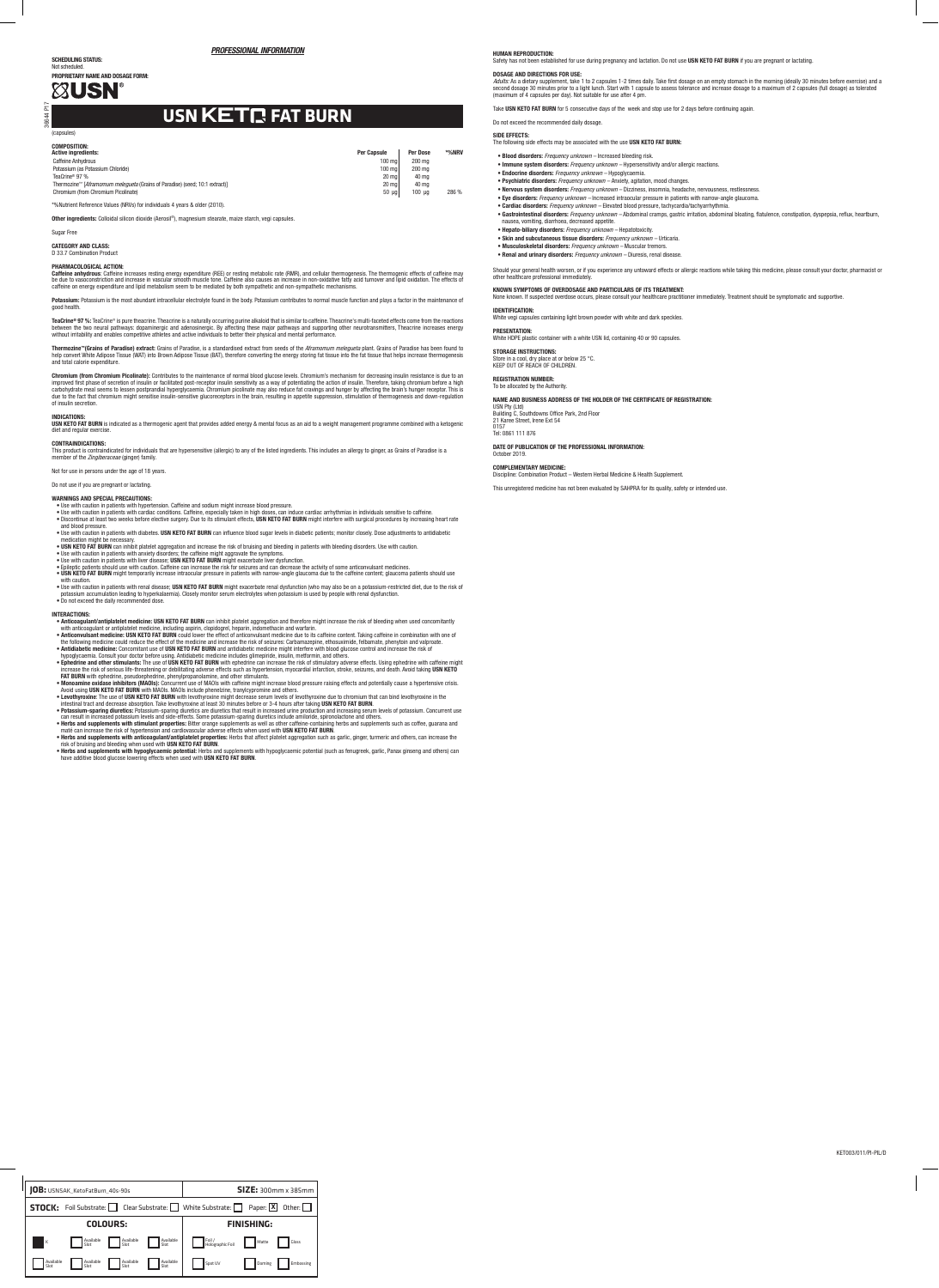*PROFESSIONAL INFORMATION*

**SCHEDULING STATUS:**
Not scheduled.

**PROPRIETARY NAME AND DOSAGE FORM:**

USN®

# USN KETO FAT BURN

(capsules)

**COMPOSITION:**

| Active ingredients: | Per Capsule | Per Dose | *%NRV |
|---|---|---|---|
| Caffeine Anhydrous | 100 mg | 200 mg | |
| Potassium (as Potassium Chloride) | 100 mg | 200 mg | |
| TeaCrine® 97 % | 20 mg | 40 mg | |
| Thermozine™ (*Aframomum melegueta* (Grains of Paradise) (seed; 10:1 extract)) | 20 mg | 40 mg | |
| Chromium (from Chromium Picolinate) | 50 µg | 100 µg | 286 % |

*% Nutrient Reference Values (NRVs) for individuals 4 years & older (2010).

**Other ingredients:** Colloidal silicon dioxide (Aerosil®), magnesium stearate, maize starch, vegi capsules.

Sugar Free

**CATEGORY AND CLASS:**
D 33.7 Combination Product

**PHARMACOLOGICAL ACTION:**

**Caffeine anhydrous**: Caffeine increases resting energy expenditure (REE) or resting metabolic rate (RMR), and cellular thermogenesis. The thermogenic effects of caffeine may be due to vasoconstriction and increase in vascular smooth muscle tone. Caffeine also causes an increase in non-oxidative fatty acid turnover and lipid oxidation. The effects of caffeine on energy expenditure and lipid metabolism seem to be mediated by both sympathetic and non-sympathetic mechanisms.

**Potassium:** Potassium is the most abundant intracellular electrolyte found in the body. Potassium contributes to normal muscle function and plays a factor in the maintenance of good health.

**TeaCrine® 97 %:** TeaCrine® is pure theacrine. Theacrine is a naturally occurring purine alkaloid that is similar to caffeine. Theacrine's multi-faceted effects come from the reactions between the two neural pathways: dopaminergic and adenosinergic. By affecting these major pathways and supporting other neurotransmitters, Theacrine increases energy without irritability and enables competitive athletes and active individuals to better their physical and mental performance.

**Thermozine™(Grains of Paradise) extract:** Grains of Paradise, is a standardised extract from seeds of the *Aframomum melegueta* plant. Grains of Paradise has been found to help convert White Adipose Tissue (WAT) into Brown Adipose Tissue (BAT), therefore converting the energy storing fat tissue into the fat tissue that helps increase thermogenesis and total calorie expenditure.

**Chromium (from Chromium Picolinate):** Contributes to the maintenance of normal blood glucose levels. Chromium's mechanism for decreasing insulin resistance is due to an improved first phase of secretion of insulin or facilitated post-receptor insulin sensitivity as a way of potentiating the action of insulin. Therefore, taking chromium before a high carbohydrate meal seems to lessen postprandial hyperglycaemia. Chromium picolinate may also reduce fat cravings and hunger by affecting the brain's hunger receptor. This is due to the fact that chromium might sensitise insulin-sensitive glucoreceptors in the brain, resulting in appetite suppression, stimulation of thermogenesis and down-regulation of insulin secretion.

**INDICATIONS:**
**USN KETO FAT BURN** is indicated as a thermogenic agent that provides added energy & mental focus as an aid to a weight management programme combined with a ketogenic diet and regular exercise.

**CONTRAINDICATIONS:**
This product is contraindicated for individuals that are hypersensitive (allergic) to any of the listed ingredients. This includes an allergy to ginger, as Grains of Paradise is a member of the *Zingiberaceae* (ginger) family.

Not for use in persons under the age of 18 years.

Do not use if you are pregnant or lactating.

**WARNINGS AND SPECIAL PRECAUTIONS:**

- Use with caution in patients with hypertension. Caffeine and sodium might increase blood pressure.
- Use with caution in patients with cardiac conditions. Caffeine, especially taken in high doses, can induce cardiac arrhythmias in individuals sensitive to caffeine.
- Discontinue at least two weeks before elective surgery. Due to its stimulant effects, **USN KETO FAT BURN** might interfere with surgical procedures by increasing heart rate and blood pressure.
- Use with caution in patients with diabetes. **USN KETO FAT BURN** can influence blood sugar levels in diabetic patients; monitor closely. Dose adjustments to antidiabetic medication might be necessary.
- **USN KETO FAT BURN** can inhibit platelet aggregation and increase the risk of bruising and bleeding in patients with bleeding disorders. Use with caution.
- Use with caution in patients with anxiety disorders; the caffeine might aggravate the symptoms.
- Use with caution in patients with liver disease; **USN KETO FAT BURN** might exacerbate liver dysfunction.
- Epileptic patients should use with caution. Caffeine can increase the risk for seizures and can decrease the activity of some anticonvulsant medicines.
- **USN KETO FAT BURN** might temporarily increase intraocular pressure in patients with narrow-angle glaucoma due to the caffeine content; glaucoma patients should use with caution.
- Use with caution in patients with renal disease; **USN KETO FAT BURN** might exacerbate renal dysfunction (who may also be on a potassium-restricted diet, due to the risk of potassium accumulation leading to hyperkalaemia). Closely monitor serum electrolytes when potassium is used by people with renal dysfunction.
- Do not exceed the daily recommended dose.

**INTERACTIONS:**

- **Anticoagulant/antiplatelet medicine: USN KETO FAT BURN** can inhibit platelet aggregation and therefore might increase the risk of bleeding when used concomitantly with anticoagulant or antiplatelet medicine, including aspirin, clopidogrel, heparin, indomethacin and warfarin.
- **Anticonvulsant medicine: USN KETO FAT BURN** could lower the effect of anticonvulsant medicine due to its caffeine content. Taking caffeine in combination with one of the following medicine could reduce the effect of the medicine and increase the risk of seizures: Carbamazepine, ethosuximide, felbamate, phenytoin and valproate.
- **Antidiabetic medicine:** Concomitant use of **USN KETO FAT BURN** and antidiabetic medicine might interfere with blood glucose control and increase the risk of hypoglycaemia. Consult your doctor before using. Antidiabetic medicine includes glimepiride, insulin, metformin, and others.
- **Ephedrine and other stimulants:** The use of **USN KETO FAT BURN** with ephedrine can increase the risk of stimulatory adverse effects. Using ephedrine with caffeine might increase the risk of serious life-threatening or debilitating adverse effects such as hypertension, myocardial infarction, stroke, seizures, and death. Avoid taking **USN KETO FAT BURN** with ephedrine, pseudoephedrine, phenylpropanolamine, and other stimulants.
- **Monoamine oxidase inhibitors (MAOIs):** Concurrent use of MAOIs with caffeine might increase blood pressure raising effects and potentially cause a hypertensive crisis. Avoid using **USN KETO FAT BURN** with MAOIs. MAOIs include phenelzine, tranylcypromine and others.
- **Levothyroxine:** The use of **USN KETO FAT BURN** with levothyroxine might decrease serum levels of levothyroxine due to chromium that can bind levothyroxine in the intestinal tract and decrease absorption. Take levothyroxine at least 30 minutes before or 3-4 hours after taking **USN KETO FAT BURN**.
- **Potassium-sparing diuretics:** Potassium-sparing diuretics are diuretics that result in increased urine production and increasing serum levels of potassium. Concurrent use can result in increased potassium levels and side-effects. Some potassium-sparing diuretics include amiloride, spironolactone and others.
- **Herbs and supplements with stimulant properties:** Bitter orange supplements as well as other caffeine-containing herbs and supplements such as coffee, guarana and maté can increase the risk of hypertension and cardiovascular adverse effects when used with **USN KETO FAT BURN**.
- **Herbs and supplements with anticoagulant/antiplatelet properties:** Herbs that affect platelet aggregation such as garlic, ginger, turmeric and others, can increase the risk of bruising and bleeding when used with **USN KETO FAT BURN**.
- **Herbs and supplements with hypoglycaemic potential:** Herbs and supplements with hypoglycaemic potential (such as fenugreek, garlic, Panax ginseng and others) can have additive blood glucose lowering effects when used with **USN KETO FAT BURN**.

**HUMAN REPRODUCTION:**
Safety has not been established for use during pregnancy and lactation. Do not use **USN KETO FAT BURN** if you are pregnant or lactating.

**DOSAGE AND DIRECTIONS FOR USE:**
*Adults:* As a dietary supplement, take 1 to 2 capsules 1-2 times daily. Take first dosage on an empty stomach in the morning (ideally 30 minutes before exercise) and a second dosage 30 minutes prior to a light lunch. Start with 1 capsule to assess tolerance and increase dosage to a maximum of 2 capsules (full dosage) as tolerated (maximum of 4 capsules per day). Not suitable for use after 4 pm.

Take **USN KETO FAT BURN** for 5 consecutive days of the week and stop use for 2 days before continuing again.

Do not exceed the recommended daily dosage.

**SIDE EFFECTS:**
The following side effects may be associated with the use **USN KETO FAT BURN**:

- **Blood disorders:** *Frequency unknown* – Increased bleeding risk.
- **Immune system disorders:** *Frequency unknown* – Hypersensitivity and/or allergic reactions.
- **Endocrine disorders:** *Frequency unknown* – Hypoglycaemia.
- **Psychiatric disorders:** *Frequency unknown* – Anxiety, agitation, mood changes.
- **Nervous system disorders:** *Frequency unknown* – Dizziness, insomnia, headache, nervousness, restlessness.
- **Eye disorders:** *Frequency unknown* – Increased intraocular pressure in patients with narrow-angle glaucoma.
- **Cardiac disorders:** *Frequency unknown* – Elevated blood pressure, tachycardia/tachyarrhythmia.
- **Gastrointestinal disorders:** *Frequency unknown* – Abdominal cramps, gastric irritation, abdominal bloating, flatulence, constipation, dyspepsia, reflux, heartburn, nausea, vomiting, diarrhoea, decreased appetite.
- **Hepato-biliary disorders:** *Frequency unknown* – Hepatotoxicity.
- **Skin and subcutaneous tissue disorders:** *Frequency unknown* – Urticaria.
- **Musculoskeletal disorders:** *Frequency unknown* – Muscular tremors.
- **Renal and urinary disorders:** *Frequency unknown* – Diuresis, renal disease.

Should your general health worsen, or if you experience any untoward effects or allergic reactions while taking this medicine, please consult your doctor, pharmacist or other healthcare professional immediately.

**KNOWN SYMPTOMS OF OVERDOSAGE AND PARTICULARS OF ITS TREATMENT:**
None known. If suspected overdose occurs, please consult your healthcare practitioner immediately. Treatment should be symptomatic and supportive.

**IDENTIFICATION:**
White vegi capsules containing light brown powder with white and dark speckles.

**PRESENTATION:**
White HDPE plastic container with a white USN lid, containing 40 or 90 capsules.

**STORAGE INSTRUCTIONS:**
Store in a cool, dry place at or below 25 °C.
KEEP OUT OF REACH OF CHILDREN.

**REGISTRATION NUMBER:**
To be allocated by the Authority.

**NAME AND BUSINESS ADDRESS OF THE HOLDER OF THE CERTIFICATE OF REGISTRATION:**
USN Pty (Ltd)
Building C, Southdowns Office Park, 2nd Floor
21 Karee Street, Irene Ext 54
0157
Tel: 0861 111 876

**DATE OF PUBLICATION OF THE PROFESSIONAL INFORMATION:**
October 2019.

**COMPLEMENTARY MEDICINE:**
Discipline: Combination Product – Western Herbal Medicine & Health Supplement.

This unregistered medicine has not been evaluated by SAHPRA for its quality, safety or intended use.

KET003/011/PI-PIL/D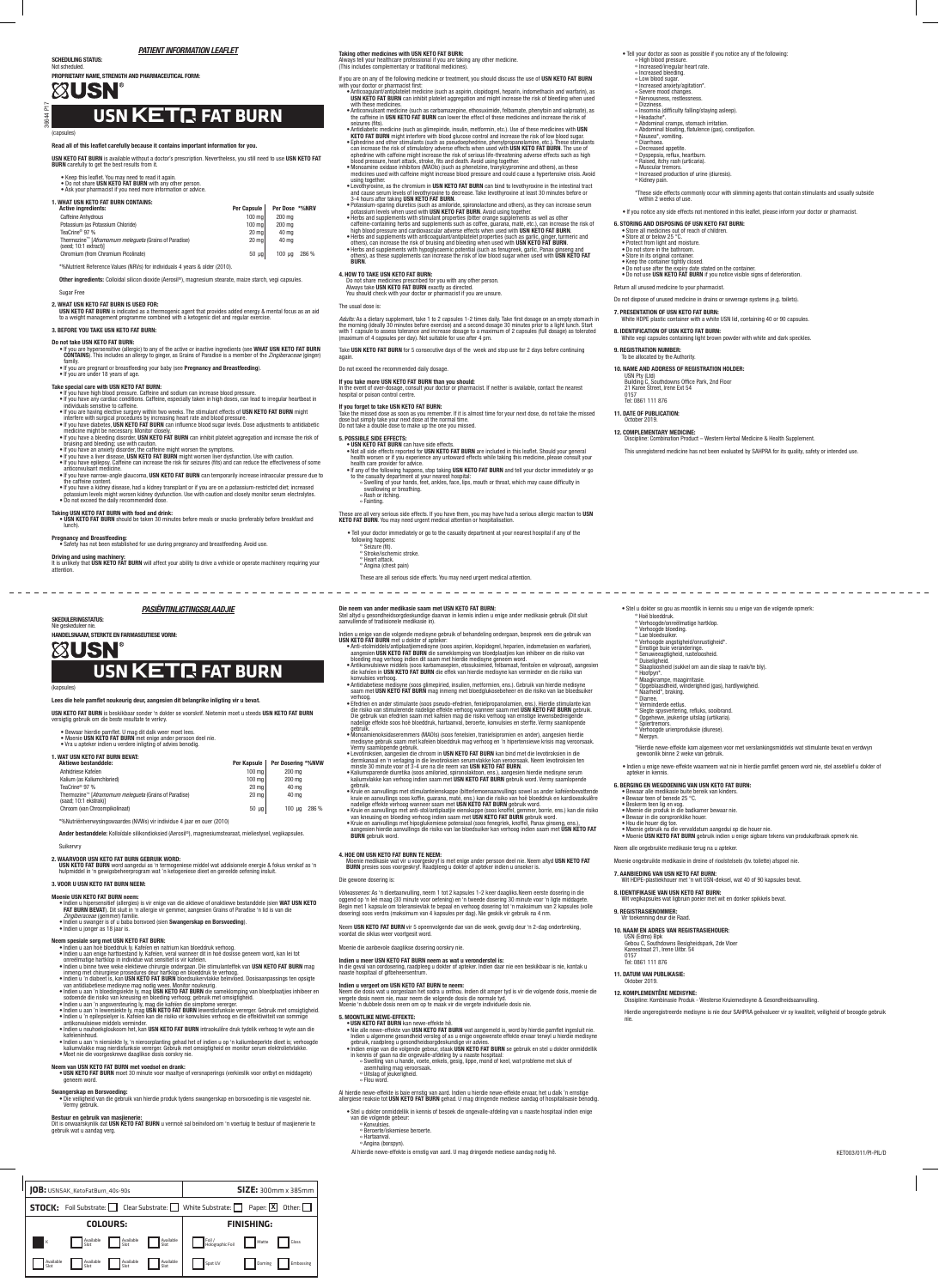## PATIENT INFORMATION LEAFLET

**SCHEDULING STATUS:**
Not scheduled.

**PROPRIETARY NAME, STRENGTH AND PHARMACEUTICAL FORM:**

USN®

# USN KETO FAT BURN

(capsules)

**Read all of this leaflet carefully because it contains important information for you.**

**USN KETO FAT BURN** is available without a doctor's prescription. Nevertheless, you still need to use **USN KETO FAT BURN** carefully to get the best results from it.

- Keep this leaflet. You may need to read it again.
- Do not share **USN KETO FAT BURN** with any other person.
- Ask your pharmacist if you need more information or advice.

### 1. WHAT USN KETO FAT BURN CONTAINS:

| Active ingredients: | Per Capsule | Per Dose | *%NRV |
|---|---|---|---|
| Caffeine Anhydrous | 100 mg | 200 mg | |
| Potassium (as Potassium Chloride) | 100 mg | 200 mg | |
| TeaCrine® 97 % | 20 mg | 40 mg | |
| Thermozine™ (*Aframomum melegueta* (Grains of Paradise) (seed; 10:1 extract)) | 20 mg | 40 mg | |
| Chromium (from Chromium Picolinate) | 50 µg | 100 µg | 286 % |

*%Nutrient Reference Values (NRVs) for individuals 4 years & older (2010).

**Other ingredients:** Colloidal silicon dioxide (Aerosil®), magnesium stearate, maize starch, vegi capsules.

Sugar Free

### 2. WHAT USN KETO FAT BURN IS USED FOR:

**USN KETO FAT BURN** is indicated as a thermogenic agent that provides added energy & mental focus as an aid to a weight management programme combined with a ketogenic diet and regular exercise.

### 3. BEFORE YOU TAKE USN KETO FAT BURN:

**Do not take USN KETO FAT BURN:**
- If you are hypersensitive (allergic) to any of the active or inactive ingredients (see **WHAT USN KETO FAT BURN CONTAINS**). This includes an allergy to ginger, as Grains of Paradise is a member of the *Zingiberaceae* (ginger) family.
- If you are pregnant or breastfeeding your baby (see **Pregnancy and Breastfeeding**).
- If you are under 18 years of age.

**Take special care with USN KETO FAT BURN:**
- If you have high blood pressure. Caffeine and sodium can increase blood pressure.
- If you have any cardiac conditions. Caffeine, especially taken in high doses, can lead to irregular heartbeat in individuals sensitive to caffeine.
- If you are having elective surgery within two weeks. The stimulant effects of **USN KETO FAT BURN** might interfere with surgical procedures by increasing heart rate and blood pressure.
- If you have diabetes, **USN KETO FAT BURN** can influence blood sugar levels. Dose adjustments to antidiabetic medicine might be necessary. Monitor closely.
- If you have a bleeding disorder, **USN KETO FAT BURN** can inhibit platelet aggregation and increase the risk of bruising and bleeding; use with caution.
- If you have an anxiety disorder, the caffeine might worsen the symptoms.
- If you have a liver disease, **USN KETO FAT BURN** might worsen liver dysfunction. Use with caution.
- If you have epilepsy. Caffeine can increase the risk for seizures (fits) and can reduce the effectiveness of some anticonvulsant medicine.
- If you have narrow-angle glaucoma, **USN KETO FAT BURN** can temporarily increase intraocular pressure due to the caffeine content.
- If you have a kidney disease, had a kidney transplant or if you are on a potassium-restricted diet; increased potassium levels might worsen kidney dysfunction. Use with caution and closely monitor serum electrolytes.
- Do not exceed the daily recommended dose.

**Taking USN KETO FAT BURN with food and drink:**
- **USN KETO FAT BURN** should be taken 30 minutes before meals or snacks (preferably before breakfast and lunch).

**Pregnancy and Breastfeeding:**
- Safety has not been established for use during pregnancy and breastfeeding. Avoid use.

**Driving and using machinery:**
It is unlikely that **USN KETO FAT BURN** will affect your ability to drive a vehicle or operate machinery requiring your attention.

**Taking other medicines with USN KETO FAT BURN:**
Always tell your healthcare professional if you are taking any other medicine.
(This includes complementary or traditional medicines).

If you are on any of the following medicine or treatment, you should discuss the use of **USN KETO FAT BURN** with your doctor or pharmacist first:
- Anticoagulant/antiplatelet medicine (such as aspirin, clopidogrel, heparin, indomethacin and warfarin), as **USN KETO FAT BURN** can inhibit platelet aggregation and might increase the risk of bleeding when used with these medicines.
- Anticonvulsant medicine (such as carbamazepine, ethosuximide, felbamate, phenytoin and valproate), as the caffeine in **USN KETO FAT BURN** can lower the effect of these medicines and increase the risk of seizures (fits).
- Antidiabetic medicine (such as glimepiride, insulin, metformin, etc.). Use of these medicines with **USN KETO FAT BURN** might interfere with blood glucose control and increase the risk of low blood sugar.
- Ephedrine and other stimulants (such as pseudoephedrine, phenylpropanolamine, etc.). These stimulants can increase the risk of stimulatory adverse effects when used with **USN KETO FAT BURN**. The use of ephedrine with caffeine might increase the risk of serious life-threatening adverse effects such as high blood pressure, heart attack, stroke, fits and death. Avoid using together.
- Monoamine oxidase inhibitors (MAOIs) (such as phenelzine, tranylcypromine and others), as these medicines used with caffeine might increase blood pressure and could cause a hypertensive crisis. Avoid using together.
- Levothyroxine, as the chromium in **USN KETO FAT BURN** can bind to levothyroxine in the intestinal tract and cause serum levels of levothyroxine to decrease. Take levothyroxine at least 30 minutes before or 3-4 hours after taking **USN KETO FAT BURN**.
- Potassium-sparing diuretics (such as amiloride, spironolactone and others), as they can increase serum potassium levels when used with **USN KETO FAT BURN**. Avoid using together.
- Herbs and supplements with stimulant properties (bitter orange supplements as well as other caffeine-containing herbs and supplements such as coffee, guarana, mate, etc.), can increase the risk of high blood pressure and cardiovascular adverse effects when used with **USN KETO FAT BURN**.
- Herbs and supplements with anticoagulant/antiplatelet properties (such as garlic, ginger, turmeric and others), can increase the risk of bruising and bleeding when used with **USN KETO FAT BURN**.
- Herbs and supplements with hypoglycaemic potential (such as fenugreek, garlic, Panax ginseng and others), as these supplements can increase the risk of low blood sugar when used with **USN KETO FAT BURN**.

### 4. HOW TO TAKE USN KETO FAT BURN:

Do not share medicines prescribed for you with any other person.
Always take **USN KETO FAT BURN** exactly as directed.
You should check with your doctor or pharmacist if you are unsure.

The usual dose is:

*Adults:* As a dietary supplement, take 1 to 2 capsules 1-2 times daily. Take first dosage on an empty stomach in the morning (ideally 30 minutes before exercise) and a second dosage 30 minutes prior to a light lunch. Start with 1 capsule to assess tolerance and increase dosage to a maximum of 2 capsules (full dosage) as tolerated (maximum of 4 capsules per day). Not suitable for use after 4 pm.

Take **USN KETO FAT BURN** for 5 consecutive days of the week and stop use for 2 days before continuing again.

Do not exceed the recommended daily dosage.

**If you take more USN KETO FAT BURN than you should:**
In the event of over-dosage, consult your doctor or pharmacist. If neither is available, contact the nearest hospital or poison control centre.

**If you forget to take USN KETO FAT BURN:**
Take the missed dose as soon as you remember. If it is almost time for your next dose, do not take the missed dose but simply take your next dose at the normal time.
Do not take a double dose to make up the one you missed.

### 5. POSSIBLE SIDE EFFECTS:

- **USN KETO FAT BURN** can have side effects.
- Not all side effects reported for **USN KETO FAT BURN** are included in this leaflet. Should your general health worsen or if you experience any untoward effects while taking this medicine, please consult your health care provider for advice.
- If any of the following happens, stop taking **USN KETO FAT BURN** and tell your doctor immediately or go to the casualty department at your nearest hospital:
  - Swelling of your hands, feet, ankles, face, lips, mouth or throat, which may cause difficulty in swallowing or breathing.
  - Rash or itching.
  - Fainting.

These are all very serious side effects. If you have them, you may have had a serious allergic reaction to **USN KETO FAT BURN**. You may need urgent medical attention or hospitalisation.

- Tell your doctor immediately or go to the casualty department at your nearest hospital if any of the following happens:
  - Seizure (fit).
  - Stroke/ischemic stroke.
  - Heart attack.
  - Angina (chest pain)

These are all serious side effects. You may need urgent medical attention.

- Tell your doctor as soon as possible if you notice any of the following:
  - High blood pressure.
  - Increased/irregular heart rate.
  - Increased bleeding.
  - Low blood sugar.
  - Increased anxiety/agitation*.
  - Severe mood changes.
  - Nervousness, restlessness.
  - Dizziness.
  - Insomnia (difficulty falling/staying asleep).
  - Headache*.
  - Abdominal cramps, stomach irritation.
  - Abdominal bloating, flatulence (gas), constipation.
  - Nausea*, vomiting.
  - Diarrhoea.
  - Decreased appetite.
  - Dyspepsia, reflux, heartburn.
  - Raised, itchy rash (urticaria).
  - Muscular tremors.
  - Increased production of urine (diuresis).
  - Kidney pain.

*These side effects commonly occur with slimming agents that contain stimulants and usually subside within 2 weeks of use.

- If you notice any side effects not mentioned in this leaflet, please inform your doctor or pharmacist.

### 6. STORING AND DISPOSING OF USN KETO FAT BURN:

- Store all medicines out of reach of children.
- Store at or below 25 °C.
- Protect from light and moisture.
- Do not store in the bathroom.
- Store in its original container.
- Keep the container tightly closed.
- Do not use after the expiry date stated on the container.
- Do not use **USN KETO FAT BURN** if you notice visible signs of deterioration.

Return all unused medicine to your pharmacist.

Do not dispose of unused medicine in drains or sewerage systems (e.g. toilets).

### 7. PRESENTATION OF USN KETO FAT BURN:

White HDPE plastic container with a white USN lid, containing 40 or 90 capsules.

### 8. IDENTIFICATION OF USN KETO FAT BURN:

White vegi capsules containing light brown powder with white and dark speckles.

### 9. REGISTRATION NUMBER:

To be allocated by the Authority.

### 10. NAME AND ADDRESS OF REGISTRATION HOLDER:

USN Pty (Ltd)
Building C, Southdowns Office Park, 2nd Floor
21 Karee Street, Irene Ext 54
0157
Tel: 0861 111 876

### 11. DATE OF PUBLICATION:

October 2019.

### 12. COMPLEMENTARY MEDICINE:

Discipline: Combination Product – Western Herbal Medicine & Health Supplement.

This unregistered medicine has not been evaluated by SAHPRA for its quality, safety or intended use.

---

## PASIËNTINLIGTINGSBLAADJIE

**SKEDULERINGSTATUS:**
Nie geskeduleer nie.

**HANDELSNAAM, STERKTE EN FARMASEUTIESE VORM:**

USN®

# USN KETO FAT BURN

(kapsules)

**Lees die hele pamflet noukeurig deur, aangesien dit belangrike inligting vir u bevat.**

**USN KETO FAT BURN** is beskikbaar sonder 'n dokter se voorskrif. Nietemin moet u steeds **USN KETO FAT BURN** versigtig gebruik om die beste resultate te verkry.

- Bewaar hierdie pamflet. U mag dit dalk weer moet lees.
- Moenie **USN KETO FAT BURN** met enige ander persoon deel nie.
- Vra u apteker indien u verdere inligting of advies benodig.

### 1. WAT USN KETO FAT BURN BEVAT:

| Aktiewe bestanddele: | Per Kapsule | Per Dosering | *%NVW |
|---|---|---|---|
| Anhidriese Kafeïen | 100 mg | 200 mg | |
| Kalium (as Kaliumchloried) | 100 mg | 200 mg | |
| TeaCrine® 97 % | 20 mg | 40 mg | |
| Thermozine™ (*Aframomum melegueta* (Grains of Paradise) (saad; 10:1 ekstrak)) | 20 mg | 40 mg | |
| Chroom (van Chroompikolinaat) | 50 µg | 100 µg | 286 % |

*%Nutriëntverwysingswaardes (N%Ws) vir individue 4 jaar en ouer (2010)

**Ander bestanddele:** Kolloïdale silikondioksied (Aerosil®), magnesiumstearaat, mieliestysel, vegikapsules.

Suikervry

### 2. WAARVOOR USN KETO FAT BURN GEBRUIK WORD:

**USN KETO FAT BURN** word aangedui as 'n termogeniese middel wat addisionele energie & fokus verskaf as 'n hulpmiddel in 'n gewigsbeheerprogram wat 'n ketogeniese dieet en gereelde oefening insluit.

### 3. VOOR U USN KETO FAT BURN NEEM:

**Moenie USN KETO FAT BURN neem:**
- Indien u hipersensitief (allergies) is vir enige van die aktiewe of onaktiewe bestanddele (sien **WAT USN KETO FAT BURN BEVAT**). Dit sluit in 'n allergie vir gemmer, aangesien Grains of Paradise 'n lid is van die *Zingiberaceae* (gemmer) familie.
- Indien u swanger is of u baba borsvoed (sien **Swangerskap en Borsvoeding**).
- Indien u jonger as 18 jaar is.

**Neem spesiale sorg met USN KETO FAT BURN:**
- Indien u aan hoë bloeddruk ly. Kafeïen en natrium kan bloeddruk verhoog.
- Indien u aan enige harttoestand ly. Kafeïen, veral wanneer dit in hoë dosisse geneem word, kan lei tot onreëlmatige hartklop in individue wat sensitief is vir kafeïen.
- Indien u binne twee weke elektiewe chirurgie ondergaan. Die stimulanteffekte van **USN KETO FAT BURN** mag inmeng met chirurgiese prosedures deur hartklop en bloeddruk te verhoog.
- Indien u 'n diabeet is, kan **USN KETO FAT BURN** bloedsuikervlakke beïnvloed. Dosisaanpassings ten opsigte van antidiabetiese medisyne mag nodig wees. Monitor noukeurig.
- Indien u aan 'n bloedingsiekte ly, mag **USN KETO FAT BURN** die samеklomping van bloedplaatjies inhibeer en sodoende die risiko van kneusing en bloeding verhoog; gebruik met omsigtigheid.
- Indien u aan 'n angsversteuring ly, mag die kafeïen die simptome vererger.
- Indien u aan 'n lewersiekte ly, mag **USN KETO FAT BURN** lewerdisfunksie vererger. Gebruik met omsigtigheid.
- Indien u 'n epileptikus is. Kafeïen kan die risiko vir konvulsies verhoog en die effektiwiteit van sommige antikonvulsiewe middels verminder.
- Indien u nouhoekgloukoom het, kan **USN KETO FAT BURN** intraokulêre druk tydelik verhoog te wyte aan die kafeïeninhoud.
- Indien u aan 'n niersiekte ly, 'n nieroorplanting gehad het of indien u op 'n kaliumbeperkte dieet is; verhoogde kaliumvlakke mag niersdisfunksie vererger. Gebruik met omsigtigheid en monitor serum elektrolietvlakke.
- Moet nie die voorgeskrewe daaglikse dosis oorskry nie.

**Neem van USN KETO FAT BURN met voedsel en drank:**
- **USN KETO FAT BURN** moet 30 minute voor maaltye of versnaperings (verkieslik voor ontbyt en middagete) geneem word.

**Swangerskap en Borsvoeding:**
- Die veiligheid van die gebruik van hierdie produk tydens swangerskap en borsvoeding is nie vasgestel nie. Vermy gebruik.

**Bestuur en gebruik van masjienerie:**
Dit is onwaarskynlik dat **USN KETO FAT BURN** u vermoë sal beïnvloed om 'n voertuig te bestuur of masjienerie te gebruik wat u aandag verg.

**Die neem van ander medisyne saam met USN KETO FAT BURN:**
Stel altyd u gesondheidsorgdeskundige daarvan in kennis indien u enige ander medikasie gebruik (Dit sluit aanvullende of tradisionele medikasie in).

Indien u enige van die volgende medisyne gebruik of behandeling ondergaan, bespreek eers die gebruik van **USN KETO FAT BURN** met u dokter of apteker:
- Anti-stolmiddels/antiplaatjiemedisyne (soos aspirien, klopidogrel, heparien, indometasien en warfarien), aangesien **USN KETO FAT BURN** die samеklomping van bloedplaatjies kan inhibeer en die risiko van bloeding mag verhoog indien dit saam met hierdie medisyne geneem word.
- Antikonvulsiewe middels (soos karbamasepien, etosuksimied, felbamaat, fenitoïen en valproaat), aangesien die kafeïen in **USN KETO FAT BURN** die effek van hierdie medisyne kan verminder en die risiko van konvulsies verhoog.
- Antidiabetiese medisyne (soos glimepiried, insulien, metformien, ens.). Gebruik van hierdie medisyne saam met **USN KETO FAT BURN** mag inmeng met bloedglukosebeheer en die risiko van lae bloedsuiker verhoog.
- Efedrien en ander stimulante (soos pseudo-efedrien, fenielpropanolamien, ens.). Hierdie stimulante kan die risiko van stimulerende nadelige effekte verhoog wanneer saam met **USN KETO FAT BURN** gebruik. Die gebruik van efedrien saam met kafeïen mag die risiko verhoog van ernstige lewensbedreigende nadelige effekte soos hoë bloeddruk, hartaanval, beroerte, konvulsies en sterfte. Vermy saamloopende gebruik.
- Monoamienoksidaseremmers (MAO's) (soos fenelsien, tranielsipromien en ander), aangesien hierdie medisyne gebruik saam met kafeïen bloeddruk mag verhoog en 'n hipertensiewe krisis mag veroorsaak. Vermy saamloopende gebruik.
- Levotiroksien, aangesien die chroom in **USN KETO FAT BURN** kan bind met die levotiroksien in die dermkanaal en 'n verlaging in die levotiroksien serumvlakke kan veroorsaak. Neem levotiroksien ten minste 30 minute voor of 3-4 ure na die neem van **USN KETO FAT BURN**.
- Kaliumsparende diuretika (soos amiloried, spironolaktoon, ens.), aangesien hierdie medisyne serum kaliumvlakke kan verhoog wanneer saam met **USN KETO FAT BURN** gebruik word. Vermy saamloopende gebruik.
- Kruie en aanvullings met stimulanteienskappe (bitterlemoenaanvullings sowel as ander kafeïenbevattende kruie en aanvullings soos koffie, guarana, maté, ens.) kan die risiko van hoë bloeddruk en kardiovaskulêre nadelige effekte verhoog wanneer saam met **USN KETO FAT BURN** gebruik word.
- Kruie en aanvullings met anti-stol/antiplaatjie eienskappe (soos knoffel, gemmer, borrie, ens.) kan die risiko van kneusing en bloeding verhoog indien saam met **USN KETO FAT BURN** gebruik word.
- Kruie en aanvullings met hipoglukemiese potensiaal (soos fenegriek, knoffel, Panax ginseng, ens.), aangesien hierdie aanvullings die risiko van lae bloedsuiker kan verhoog indien saam met **USN KETO FAT BURN** gebruik word.

### 4. HOE OM USN KETO FAT BURN TE NEEM:

Moenie medikasie wat vir u voorgeskryf is met enige ander persoon deel nie. Neem altyd **USN KETO FAT BURN** presies soos voorgeskryf. Raadpleeg u dokter of apteker indien u onseker is.

Die gewone dosering is:

*Volwassenes:* As 'n dieetaanvulling, neem 1 tot 2 kapsules 1-2 keer daagliks. Neem eerste dosering in die oggend op 'n leë maag (30 minute voor oefening) en 'n tweede dosering 30 minute voor 'n ligte middagete. Begin met 1 kapsule om toleransievlak te bepaal en verhoog dosering tot 'n maksimum van 2 kapsules (volle dosering) soos verdra (maksimum van 4 kapsules per dag). Nie geskik vir gebruik na 4 nm.

Neem **USN KETO FAT BURN** vir 5 opeenvolgende dae van die week, gevolg deur 'n 2-dag onderbreking, voordat die siklus weer voortgesit word.

Moenie die aanbevole daaglikse dosering oorskry nie.

**Indien u meer USN KETO FAT BURN neem as wat u veronderstel is:**
In die geval van oordosering, raadpleeg u dokter of apteker. Indien daar nie een beskikbaar is nie, kontak u naaste hospitaal of gifbeheersentrum.

**Indien u vergeet om USN KETO FAT BURN te neem:**
Neem die dosis wat u oorgeslaan het sodra u onthou. Indien dit amper tyd is vir die volgende dosis, moenie die vergete dosis neem nie, maar neem die volgende dosis die normale tyd.
Moenie 'n dubbele dosis neem om op te maak vir die vergete individuele dosis nie.

### 5. MOONTLIKE NEWE-EFFEKTE:

- **USN KETO FAT BURN** kan newe-effekte hê.
- Nie alle newe-effekte van **USN KETO FAT BURN** wat aangemeld is, word by hierdie pamflet ingesluit nie. Indien u algemene gesondheid versleg of as u enige ongewenste effekte ervaar terwyl u hierdie medisyne gebruik, raadpleeg u gesondheidsorgdeskundige vir advies.
- Indien enige van die volgende gebeur, staak **USN KETO FAT BURN** se gebruik en stel u dokter onmiddellik in kennis of gaan na die ongevalle-afdeling by u naaste hospitaal:
  - Swelling van u hande, voete, enkels, gesig, lippe, mond of keel, wat probleme met sluk of asemhaling mag veroorsaak.
  - Uitslag of jeukerigheid.
  - Flou word.

Al hierdie newe-effekte is baie ernstig van aard. Indien u hierdie newe-effekte ervaar, het u dalk 'n ernstige allergiese reaksie tot **USN KETO FAT BURN** gehad. U mag dringende mediese aandag of hospitalisasie benodig.

- Stel u dokter onmiddellik in kennis of besoek die ongevalle-afdeling van u naaste hospitaal indien enige van die volgende gebeur:
  - Konvulsies.
  - Beroerte/Iskemiese beroerte.
  - Hartaanval.
  - Angina (borspyn).

Al hierdie newe-effekte is ernstig van aard. U mag dringende mediese aandag nodig hê.

- Stel u dokter so gou as moontlik in kennis sou u enige van die volgende opmerk:
  - Hoë bloeddruk.
  - Verhoogde/onreëlmatige hartklop.
  - Verhoogde bloeding.
  - Lae bloedsuiker.
  - Verhoogde angstigheid/onrustigheid*.
  - Ernstige buie veranderinge.
  - Senuweeagtigheid, rusteloosheid.
  - Duiseligheid.
  - Slaaploosheid (sukkel om aan die slaap te raak/te bly).
  - Hoofpyn*.
  - Maagkrampe, maagirritasie.
  - Opgeblaasdheid, winderigheid (gas), hardlywigheid.
  - Naarheid*, braking.
  - Diarree.
  - Verminderde eetlus.
  - Slegte spysvertering, refluks, sooibrand.
  - Opgehewe, jeukerige uitslag (urtikaria).
  - Spiertremors.
  - Verhoogde urienproduksie (diurese).
  - Nierpyn.

*Hierdie newe-effekte kom algemeen voor met verslankingsmiddels wat stimulante bevat en verdwyn gewoonlik binne 2 weke van gebruik.

- Indien u enige newe-effekte waarneem wat nie in hierdie pamflet genoem word nie, stel asseblief u dokter of apteker in kennis.

### 6. BERGING EN WEGDOENING VAN USN KETO FAT BURN:

- Bewaar alle medikasie buite bereik van kinders.
- Bewaar teen of benede 25 °C.
- Beskerm teen lig en vog.
- Moenie dit produk in die badkamer bewaar nie.
- Bewaar in die oorspronklike houer.
- Hou die houer dig toe.
- Moenie gebruik na die vervaldatum aangedui op die houer nie.
- Moenie **USN KETO FAT BURN** gebruik indien u enige sigbare tekens van produkafbraak opmerk nie.

Neem alle ongebruikte medikasie terug na u apteker.

Moenie ongebruikte medikasie in dreine of riooIstelsels (bv. toilette) afspoel nie.

### 7. AANBIEDING VAN USN KETO FAT BURN:

Wit HDPE-plastiekhouer met 'n wit USN-deksel, wat 40 of 90 kapsules bevat.

### 8. IDENTIFIKASIE VAN USN KETO FAT BURN:

Wit vegikapsules wat ligbruin poeier met wit en donker spikkels bevat.

### 9. REGISTRASIENOMMER:

Vir toekenning deur die Raad.

### 10. NAAM EN ADRES VAN REGISTRASIEHOUER:

USN (Edms) Bpk
Gebou C, Southdowns Besigheidspark, 2de Vloer
Kareestraat 21, Irene Uitbr. 54
0157
Tel: 0861 111 876

### 11. DATUM VAN PUBLIKASIE:

Oktober 2019.

### 12. KOMPLEMENTêRE MEDISYNE:

Dissipline: Kombinasie Produk - Westerse Kruiemedisyne & Gesondheidsaanvulling.

Hierdie ongeregistreerde medisyne is nie deur SAHPRA geëvalueer vir sy kwaliteit, veiligheid of beoogde gebruik nie.

KET003/011/PI-PIL/D